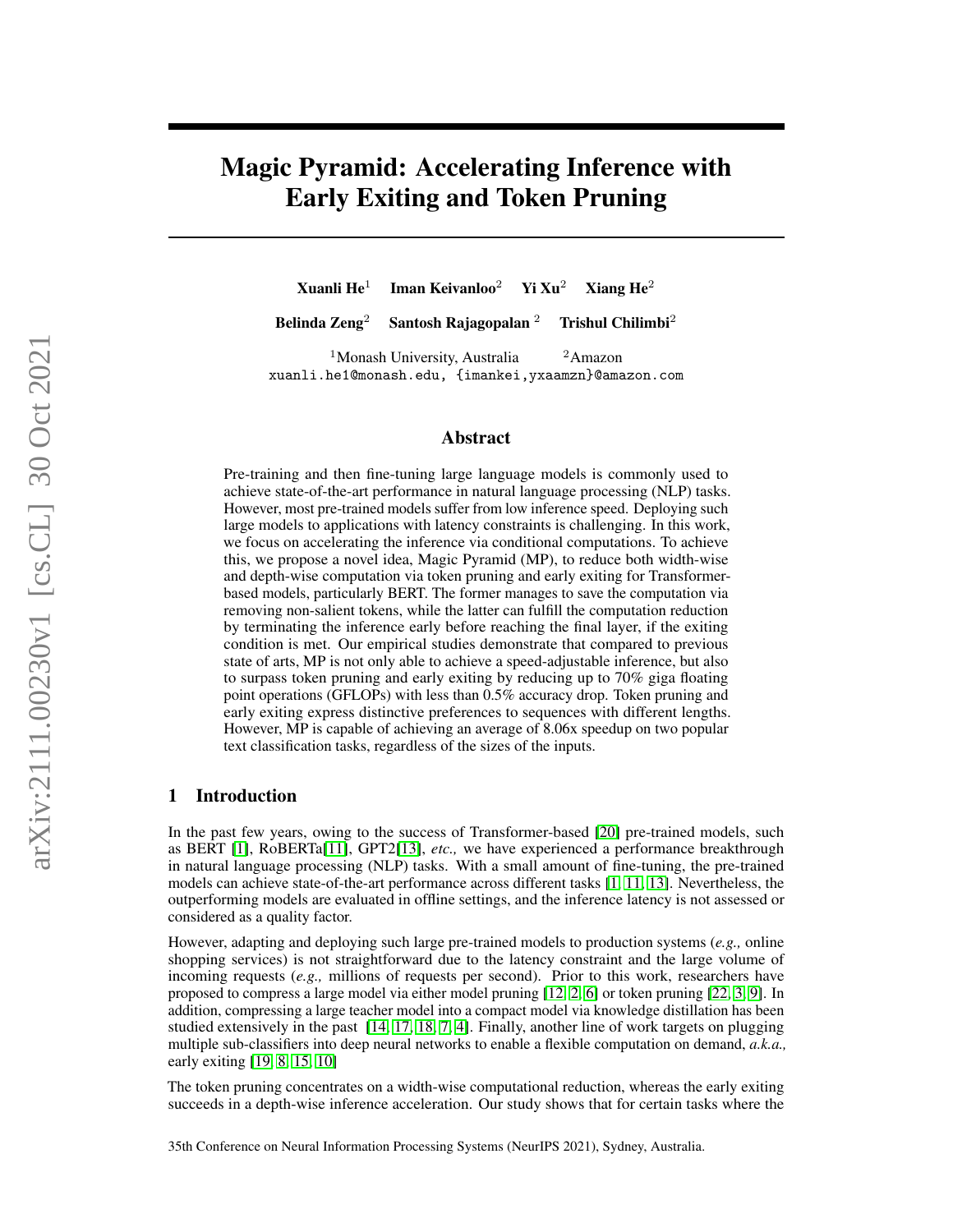# Magic Pyramid: Accelerating Inference with Early Exiting and Token Pruning

**Xuanli He**[1] **Iman Keivanloo**[2] **Yi Xu**[2] **Xiang He**[2]

**Belinda Zeng**[2] **Santosh Rajagopalan** [2] **Trishul Chilimbi**[2]

[1]Monash University, Australia [2]Amazon

xuanli.he1@monash.edu, {imankei,yxaamzn}@amazon.com

## Abstract

Pre-training and then fine-tuning large language models is commonly used to achieve state-of-the-art performance in natural language processing (NLP) tasks. However, most pre-trained models suffer from low inference speed. Deploying such large models to applications with latency constraints is challenging. In this work, we focus on accelerating the inference via conditional computations. To achieve this, we propose a novel idea, Magic Pyramid (MP), to reduce both width-wise and depth-wise computation via token pruning and early exiting for Transformer-based models, particularly BERT. The former manages to save the computation via removing non-salient tokens, while the latter can fulfill the computation reduction by terminating the inference early before reaching the final layer, if the exiting condition is met. Our empirical studies demonstrate that compared to previous state of arts, MP is not only able to achieve a speed-adjustable inference, but also to surpass token pruning and early exiting by reducing up to 70% giga floating point operations (GFLOPs) with less than 0.5% accuracy drop. Token pruning and early exiting express distinctive preferences to sequences with different lengths. However, MP is capable of achieving an average of 8.06x speedup on two popular text classification tasks, regardless of the sizes of the inputs.

## 1 Introduction

In the past few years, owing to the success of Transformer-based [20] pre-trained models, such as BERT [1], RoBERTa[11], GPT2[13], *etc.,* we have experienced a performance breakthrough in natural language processing (NLP) tasks. With a small amount of fine-tuning, the pre-trained models can achieve state-of-the-art performance across different tasks [1, 11, 13]. Nevertheless, the outperforming models are evaluated in offline settings, and the inference latency is not assessed or considered as a quality factor.

However, adapting and deploying such large pre-trained models to production systems (*e.g.,* online shopping services) is not straightforward due to the latency constraint and the large volume of incoming requests (*e.g.,* millions of requests per second). Prior to this work, researchers have proposed to compress a large model via either model pruning [12, 2, 6] or token pruning [22, 3, 9]. In addition, compressing a large teacher model into a compact model via knowledge distillation has been studied extensively in the past [14, 17, 18, 7, 4]. Finally, another line of work targets on plugging multiple sub-classifiers into deep neural networks to enable a flexible computation on demand, *a.k.a.,* early exiting [19, 8, 15, 10]

The token pruning concentrates on a width-wise computational reduction, whereas the early exiting succeeds in a depth-wise inference acceleration. Our study shows that for certain tasks where the

35th Conference on Neural Information Processing Systems (NeurIPS 2021), Sydney, Australia.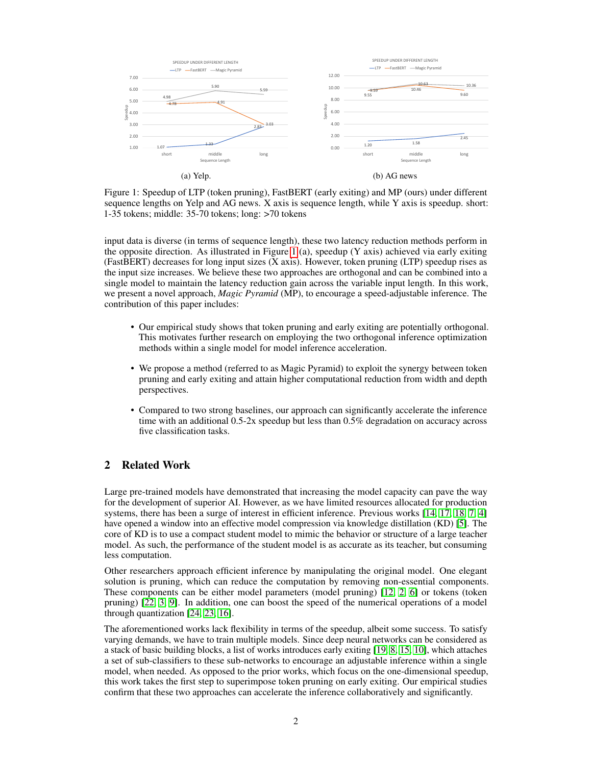(a) Yelp.

(b) AG news

Figure 1: Speedup of LTP (token pruning), FastBERT (early exiting) and MP (ours) under different sequence lengths on Yelp and AG news. X axis is sequence length, while Y axis is speedup. short: 1-35 tokens; middle: 35-70 tokens; long: >70 tokens

input data is diverse (in terms of sequence length), these two latency reduction methods perform in the opposite direction. As illustrated in Figure 1 (a), speedup (Y axis) achieved via early exiting (FastBERT) decreases for long input sizes (X axis). However, token pruning (LTP) speedup rises as the input size increases. We believe these two approaches are orthogonal and can be combined into a single model to maintain the latency reduction gain across the variable input length. In this work, we present a novel approach, *Magic Pyramid* (MP), to encourage a speed-adjustable inference. The contribution of this paper includes:

- Our empirical study shows that token pruning and early exiting are potentially orthogonal. This motivates further research on employing the two orthogonal inference optimization methods within a single model for model inference acceleration.
- We propose a method (referred to as Magic Pyramid) to exploit the synergy between token pruning and early exiting and attain higher computational reduction from width and depth perspectives.
- Compared to two strong baselines, our approach can significantly accelerate the inference time with an additional 0.5-2x speedup but less than 0.5% degradation on accuracy across five classification tasks.

## 2 Related Work

Large pre-trained models have demonstrated that increasing the model capacity can pave the way for the development of superior AI. However, as we have limited resources allocated for production systems, there has been a surge of interest in efficient inference. Previous works [14, 17, 18, 7, 4] have opened a window into an effective model compression via knowledge distillation (KD) [5]. The core of KD is to use a compact student model to mimic the behavior or structure of a large teacher model. As such, the performance of the student model is as accurate as its teacher, but consuming less computation.

Other researchers approach efficient inference by manipulating the original model. One elegant solution is pruning, which can reduce the computation by removing non-essential components. These components can be either model parameters (model pruning) [12, 2, 6] or tokens (token pruning) [22, 3, 9]. In addition, one can boost the speed of the numerical operations of a model through quantization [24, 23, 16].

The aforementioned works lack flexibility in terms of the speedup, albeit some success. To satisfy varying demands, we have to train multiple models. Since deep neural networks can be considered as a stack of basic building blocks, a list of works introduces early exiting [19, 8, 15, 10], which attaches a set of sub-classifiers to these sub-networks to encourage an adjustable inference within a single model, when needed. As opposed to the prior works, which focus on the one-dimensional speedup, this work takes the first step to superimpose token pruning on early exiting. Our empirical studies confirm that these two approaches can accelerate the inference collaboratively and significantly.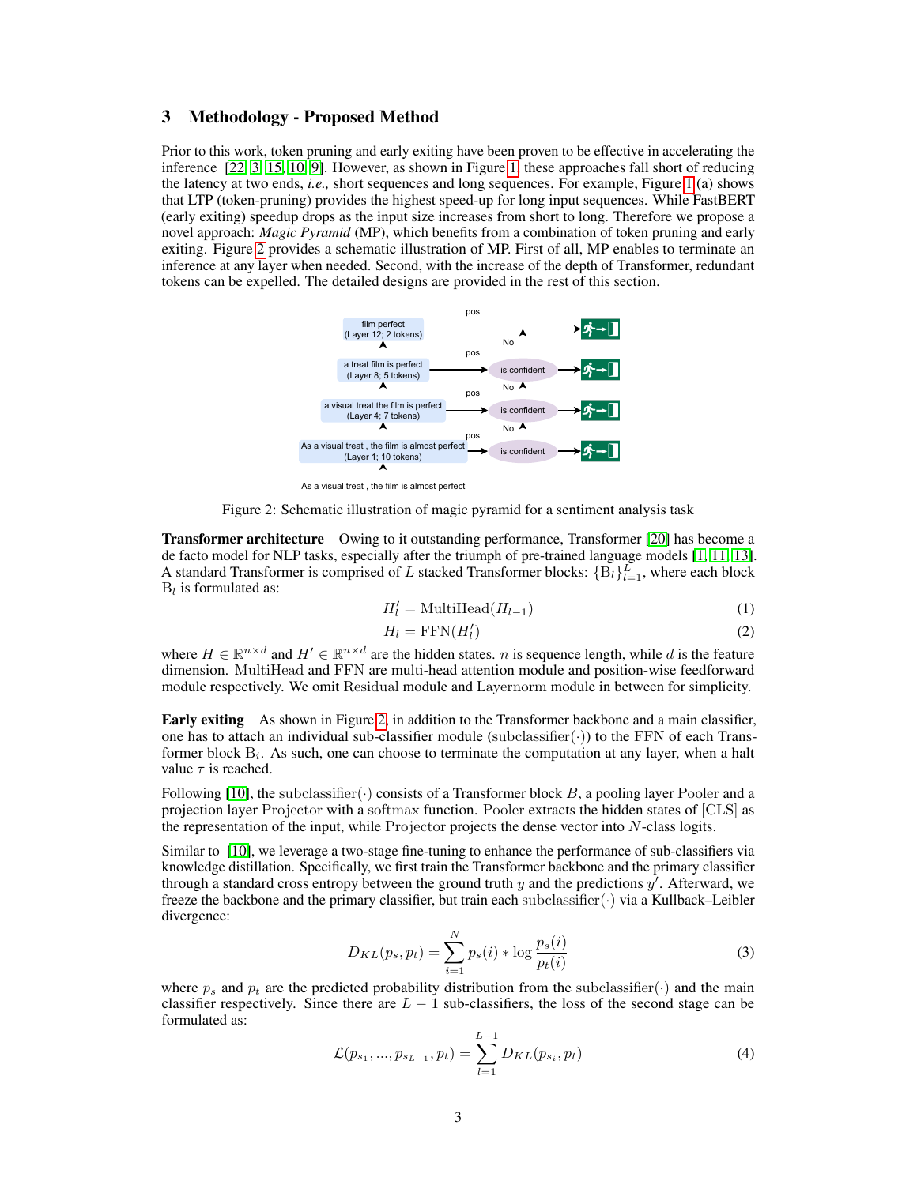## 3 Methodology - Proposed Method

Prior to this work, token pruning and early exiting have been proven to be effective in accelerating the inference [22, 3, 15, 10, 9]. However, as shown in Figure 1, these approaches fall short of reducing the latency at two ends, *i.e.,* short sequences and long sequences. For example, Figure 1 (a) shows that LTP (token-pruning) provides the highest speed-up for long input sequences. While FastBERT (early exiting) speedup drops as the input size increases from short to long. Therefore we propose a novel approach: *Magic Pyramid* (MP), which benefits from a combination of token pruning and early exiting. Figure 2 provides a schematic illustration of MP. First of all, MP enables to terminate an inference at any layer when needed. Second, with the increase of the depth of Transformer, redundant tokens can be expelled. The detailed designs are provided in the rest of this section.

Figure 2: Schematic illustration of magic pyramid for a sentiment analysis task

**Transformer architecture** Owing to it outstanding performance, Transformer [20] has become a de facto model for NLP tasks, especially after the triumph of pre-trained language models [1, 11, 13]. A standard Transformer is comprised of $L$ stacked Transformer blocks: $\{\mathrm{B}_l\}_{l=1}^{L}$, where each block $\mathrm{B}_l$ is formulated as:

$$H'_l = \mathrm{MultiHead}(H_{l-1}) \tag{1}$$

$$H_l = \mathrm{FFN}(H'_l) \tag{2}$$

where $H \in \mathbb{R}^{n \times d}$ and $H' \in \mathbb{R}^{n \times d}$ are the hidden states. $n$ is sequence length, while $d$ is the feature dimension. $\mathrm{MultiHead}$ and $\mathrm{FFN}$ are multi-head attention module and position-wise feedforward module respectively. We omit $\mathrm{Residual}$ module and $\mathrm{Layernorm}$ module in between for simplicity.

**Early exiting** As shown in Figure 2, in addition to the Transformer backbone and a main classifier, one has to attach an individual sub-classifier module ($\mathrm{subclassifier}(\cdot)$) to the FFN of each Transformer block $\mathrm{B}_i$. As such, one can choose to terminate the computation at any layer, when a halt value $\tau$ is reached.

Following [10], the $\mathrm{subclassifier}(\cdot)$ consists of a Transformer block $B$, a pooling layer $\mathrm{Pooler}$ and a projection layer $\mathrm{Projector}$ with a $\mathrm{softmax}$ function. $\mathrm{Pooler}$ extracts the hidden states of $\mathrm{[CLS]}$ as the representation of the input, while $\mathrm{Projector}$ projects the dense vector into $N$-class logits.

Similar to [10], we leverage a two-stage fine-tuning to enhance the performance of sub-classifiers via knowledge distillation. Specifically, we first train the Transformer backbone and the primary classifier through a standard cross entropy between the ground truth $y$ and the predictions $y'$. Afterward, we freeze the backbone and the primary classifier, but train each $\mathrm{subclassifier}(\cdot)$ via a Kullback–Leibler divergence:

$$D_{KL}(p_s, p_t) = \sum_{i=1}^{N} p_s(i) * \log \frac{p_s(i)}{p_t(i)} \tag{3}$$

where $p_s$ and $p_t$ are the predicted probability distribution from the $\mathrm{subclassifier}(\cdot)$ and the main classifier respectively. Since there are $L-1$ sub-classifiers, the loss of the second stage can be formulated as:

$$\mathcal{L}(p_{s_1}, ..., p_{s_{L-1}}, p_t) = \sum_{l=1}^{L-1} D_{KL}(p_{s_i}, p_t) \tag{4}$$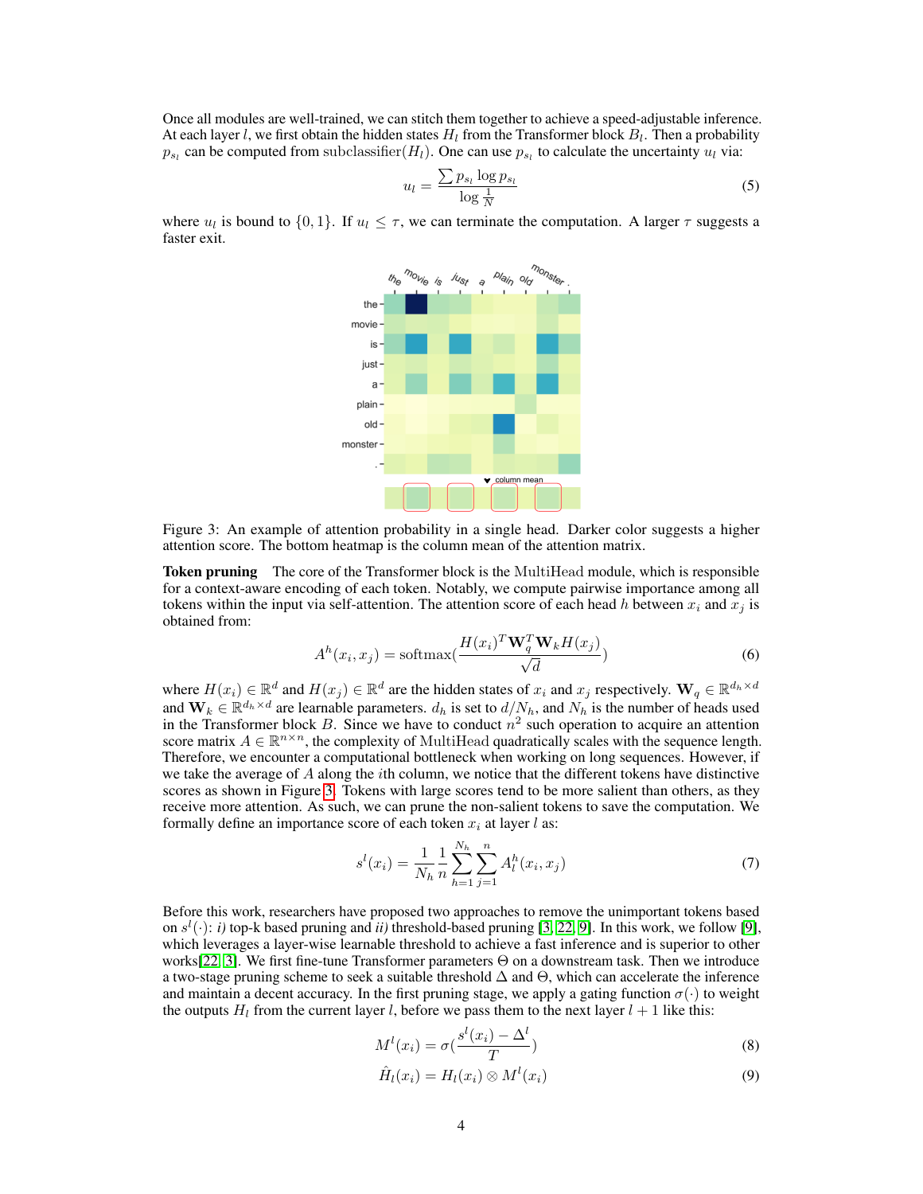Once all modules are well-trained, we can stitch them together to achieve a speed-adjustable inference. At each layer $l$, we first obtain the hidden states $H_l$ from the Transformer block $B_l$. Then a probability $p_{s_l}$ can be computed from $\mathrm{subclassifier}(H_l)$. One can use $p_{s_l}$ to calculate the uncertainty $u_l$ via:

$$u_l = \frac{\sum p_{s_l} \log p_{s_l}}{\log \frac{1}{N}} \tag{5}$$

where $u_l$ is bound to $\{0, 1\}$. If $u_l \leq \tau$, we can terminate the computation. A larger $\tau$ suggests a faster exit.

Figure 3: An example of attention probability in a single head. Darker color suggests a higher attention score. The bottom heatmap is the column mean of the attention matrix.

**Token pruning** The core of the Transformer block is the $\mathrm{MultiHead}$ module, which is responsible for a context-aware encoding of each token. Notably, we compute pairwise importance among all tokens within the input via self-attention. The attention score of each head $h$ between $x_i$ and $x_j$ is obtained from:

$$A^h(x_i, x_j) = \mathrm{softmax}(\frac{H(x_i)^T \mathbf{W}_q^T \mathbf{W}_k H(x_j)}{\sqrt{d}}) \tag{6}$$

where $H(x_i) \in \mathbb{R}^d$ and $H(x_j) \in \mathbb{R}^d$ are the hidden states of $x_i$ and $x_j$ respectively. $\mathbf{W}_q \in \mathbb{R}^{d_h \times d}$ and $\mathbf{W}_k \in \mathbb{R}^{d_h \times d}$ are learnable parameters. $d_h$ is set to $d/N_h$, and $N_h$ is the number of heads used in the Transformer block $B$. Since we have to conduct $n^2$ such operation to acquire an attention score matrix $A \in \mathbb{R}^{n \times n}$, the complexity of $\mathrm{MultiHead}$ quadratically scales with the sequence length. Therefore, we encounter a computational bottleneck when working on long sequences. However, if we take the average of $A$ along the $i$th column, we notice that the different tokens have distinctive scores as shown in Figure 3. Tokens with large scores tend to be more salient than others, as they receive more attention. As such, we can prune the non-salient tokens to save the computation. We formally define an importance score of each token $x_i$ at layer $l$ as:

$$s^l(x_i) = \frac{1}{N_h} \frac{1}{n} \sum_{h=1}^{N_h} \sum_{j=1}^{n} A_l^h(x_i, x_j) \tag{7}$$

Before this work, researchers have proposed two approaches to remove the unimportant tokens based on $s^l(\cdot)$: *i)* top-k based pruning and *ii)* threshold-based pruning [3, 22, 9]. In this work, we follow [9], which leverages a layer-wise learnable threshold to achieve a fast inference and is superior to other works[22, 3]. We first fine-tune Transformer parameters $\Theta$ on a downstream task. Then we introduce a two-stage pruning scheme to seek a suitable threshold $\Delta$ and $\Theta$, which can accelerate the inference and maintain a decent accuracy. In the first pruning stage, we apply a gating function $\sigma(\cdot)$ to weight the outputs $H_l$ from the current layer $l$, before we pass them to the next layer $l+1$ like this:

$$M^l(x_i) = \sigma(\frac{s^l(x_i) - \Delta^l}{T}) \tag{8}$$

$$\hat{H}_l(x_i) = H_l(x_i) \otimes M^l(x_i) \tag{9}$$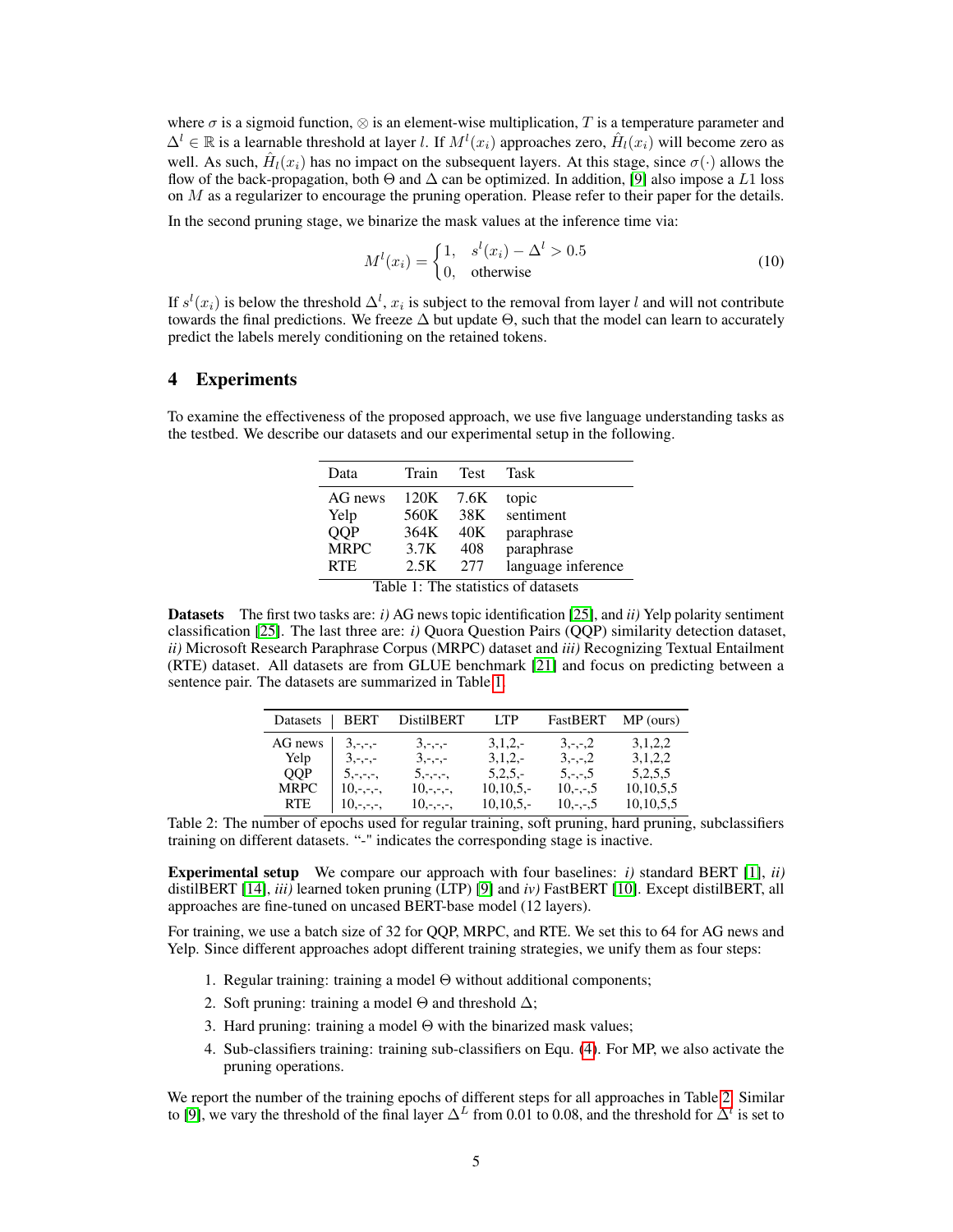where $\sigma$ is a sigmoid function, $\otimes$ is an element-wise multiplication, $T$ is a temperature parameter and $\Delta^l \in \mathbb{R}$ is a learnable threshold at layer $l$. If $M^l(x_i)$ approaches zero, $\hat{H}_l(x_i)$ will become zero as well. As such, $\hat{H}_l(x_i)$ has no impact on the subsequent layers. At this stage, since $\sigma(\cdot)$ allows the flow of the back-propagation, both $\Theta$ and $\Delta$ can be optimized. In addition, [9] also impose a $L1$ loss on $M$ as a regularizer to encourage the pruning operation. Please refer to their paper for the details.

In the second pruning stage, we binarize the mask values at the inference time via:

$$M^l(x_i) = \begin{cases} 1, & s^l(x_i) - \Delta^l > 0.5 \\ 0, & \text{otherwise} \end{cases} \tag{10}$$

If $s^l(x_i)$ is below the threshold $\Delta^l$, $x_i$ is subject to the removal from layer $l$ and will not contribute towards the final predictions. We freeze $\Delta$ but update $\Theta$, such that the model can learn to accurately predict the labels merely conditioning on the retained tokens.

## 4 Experiments

To examine the effectiveness of the proposed approach, we use five language understanding tasks as the testbed. We describe our datasets and our experimental setup in the following.

| Data | Train | Test | Task |
|---|---|---|---|
| AG news | 120K | 7.6K | topic |
| Yelp | 560K | 38K | sentiment |
| QQP | 364K | 40K | paraphrase |
| MRPC | 3.7K | 408 | paraphrase |
| RTE | 2.5K | 277 | language inference |

Table 1: The statistics of datasets

**Datasets** The first two tasks are: *i)* AG news topic identification [25], and *ii)* Yelp polarity sentiment classification [25]. The last three are: *i)* Quora Question Pairs (QQP) similarity detection dataset, *ii)* Microsoft Research Paraphrase Corpus (MRPC) dataset and *iii)* Recognizing Textual Entailment (RTE) dataset. All datasets are from GLUE benchmark [21] and focus on predicting between a sentence pair. The datasets are summarized in Table 1.

| Datasets | BERT | DistilBERT | LTP | FastBERT | MP (ours) |
|---|---|---|---|---|---|
| AG news | 3,-,-,- | 3,-,-,- | 3,1,2,- | 3,-,-,2 | 3,1,2,2 |
| Yelp | 3,-,-,- | 3,-,-,- | 3,1,2,- | 3,-,-,2 | 3,1,2,2 |
| QQP | 5,-,-,-, | 5,-,-,-, | 5,2,5,- | 5,-,-,5 | 5,2,5,5 |
| MRPC | 10,-,-,-, | 10,-,-,-, | 10,10,5,- | 10,-,-,5 | 10,10,5,5 |
| RTE | 10,-,-,-, | 10,-,-,-, | 10,10,5,- | 10,-,-,5 | 10,10,5,5 |

Table 2: The number of epochs used for regular training, soft pruning, hard pruning, subclassifiers training on different datasets. "-" indicates the corresponding stage is inactive.

**Experimental setup** We compare our approach with four baselines: *i)* standard BERT [1], *ii)* distilBERT [14], *iii)* learned token pruning (LTP) [9] and *iv)* FastBERT [10]. Except distilBERT, all approaches are fine-tuned on uncased BERT-base model (12 layers).

For training, we use a batch size of 32 for QQP, MRPC, and RTE. We set this to 64 for AG news and Yelp. Since different approaches adopt different training strategies, we unify them as four steps:

1. Regular training: training a model $\Theta$ without additional components;
2. Soft pruning: training a model $\Theta$ and threshold $\Delta$;
3. Hard pruning: training a model $\Theta$ with the binarized mask values;
4. Sub-classifiers training: training sub-classifiers on Equ. (4). For MP, we also activate the pruning operations.

We report the number of the training epochs of different steps for all approaches in Table 2. Similar to [9], we vary the threshold of the final layer $\Delta^L$ from 0.01 to 0.08, and the threshold for $\Delta^l$ is set to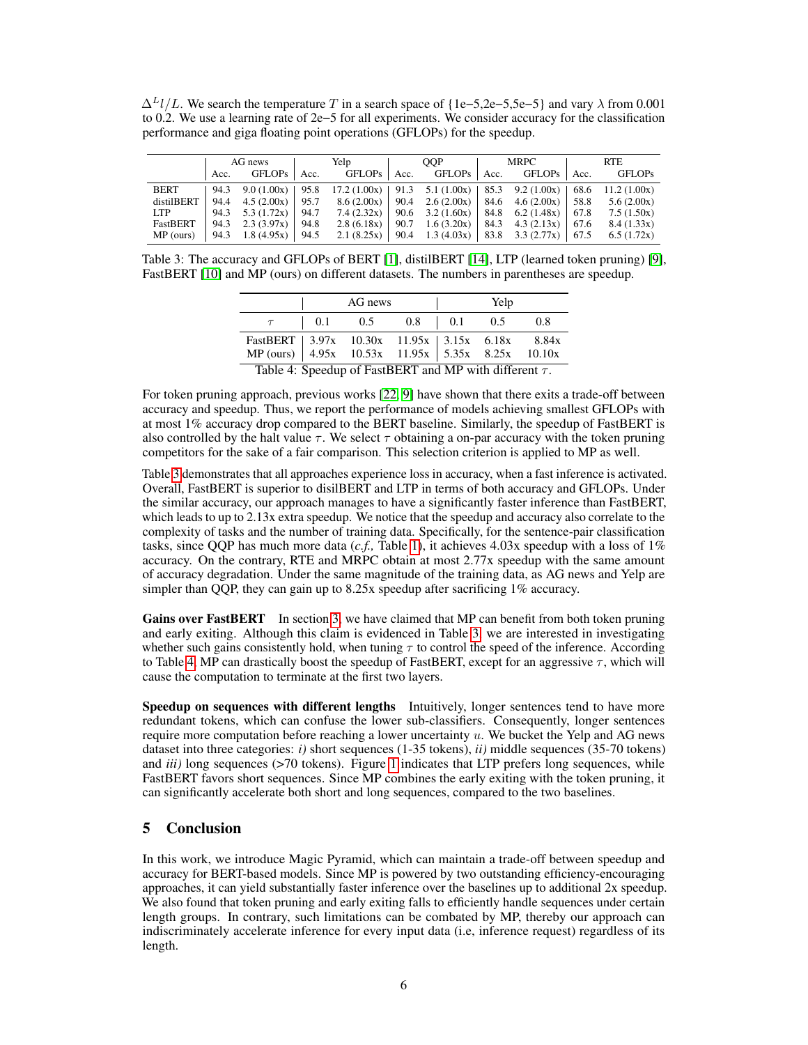$\Delta^L l/L$. We search the temperature $T$ in a search space of {1e−5,2e−5,5e−5} and vary $\lambda$ from 0.001 to 0.2. We use a learning rate of 2e−5 for all experiments. We consider accuracy for the classification performance and giga floating point operations (GFLOPs) for the speedup.

| | AG news | | Yelp | | QQP | | MRPC | | RTE | |
|---|---|---|---|---|---|---|---|---|---|---|
| | Acc. | GFLOPs | Acc. | GFLOPs | Acc. | GFLOPs | Acc. | GFLOPs | Acc. | GFLOPs |
| BERT | 94.3 | 9.0 (1.00x) | 95.8 | 17.2 (1.00x) | 91.3 | 5.1 (1.00x) | 85.3 | 9.2 (1.00x) | 68.6 | 11.2 (1.00x) |
| distilBERT | 94.4 | 4.5 (2.00x) | 95.7 | 8.6 (2.00x) | 90.4 | 2.6 (2.00x) | 84.6 | 4.6 (2.00x) | 58.8 | 5.6 (2.00x) |
| LTP | 94.3 | 5.3 (1.72x) | 94.7 | 7.4 (2.32x) | 90.6 | 3.2 (1.60x) | 84.8 | 6.2 (1.48x) | 67.8 | 7.5 (1.50x) |
| FastBERT | 94.3 | 2.3 (3.97x) | 94.8 | 2.8 (6.18x) | 90.7 | 1.6 (3.20x) | 84.3 | 4.3 (2.13x) | 67.6 | 8.4 (1.33x) |
| MP (ours) | 94.3 | 1.8 (4.95x) | 94.5 | 2.1 (8.25x) | 90.4 | 1.3 (4.03x) | 83.8 | 3.3 (2.77x) | 67.5 | 6.5 (1.72x) |

Table 3: The accuracy and GFLOPs of BERT [1], distilBERT [14], LTP (learned token pruning) [9], FastBERT [10] and MP (ours) on different datasets. The numbers in parentheses are speedup.

| | AG news | | | Yelp | | |
|---|---|---|---|---|---|---|
| $\tau$ | 0.1 | 0.5 | 0.8 | 0.1 | 0.5 | 0.8 |
| FastBERT | 3.97x | 10.30x | 11.95x | 3.15x | 6.18x | 8.84x |
| MP (ours) | 4.95x | 10.53x | 11.95x | 5.35x | 8.25x | 10.10x |

Table 4: Speedup of FastBERT and MP with different $\tau$.

For token pruning approach, previous works [22, 9] have shown that there exits a trade-off between accuracy and speedup. Thus, we report the performance of models achieving smallest GFLOPs with at most 1% accuracy drop compared to the BERT baseline. Similarly, the speedup of FastBERT is also controlled by the halt value $\tau$. We select $\tau$ obtaining a on-par accuracy with the token pruning competitors for the sake of a fair comparison. This selection criterion is applied to MP as well.

Table 3 demonstrates that all approaches experience loss in accuracy, when a fast inference is activated. Overall, FastBERT is superior to disilBERT and LTP in terms of both accuracy and GFLOPs. Under the similar accuracy, our approach manages to have a significantly faster inference than FastBERT, which leads to up to 2.13x extra speedup. We notice that the speedup and accuracy also correlate to the complexity of tasks and the number of training data. Specifically, for the sentence-pair classification tasks, since QQP has much more data (*c.f.,* Table 1), it achieves 4.03x speedup with a loss of 1% accuracy. On the contrary, RTE and MRPC obtain at most 2.77x speedup with the same amount of accuracy degradation. Under the same magnitude of the training data, as AG news and Yelp are simpler than QQP, they can gain up to 8.25x speedup after sacrificing 1% accuracy.

**Gains over FastBERT** In section 3, we have claimed that MP can benefit from both token pruning and early exiting. Although this claim is evidenced in Table 3, we are interested in investigating whether such gains consistently hold, when tuning $\tau$ to control the speed of the inference. According to Table 4, MP can drastically boost the speedup of FastBERT, except for an aggressive $\tau$, which will cause the computation to terminate at the first two layers.

**Speedup on sequences with different lengths** Intuitively, longer sentences tend to have more redundant tokens, which can confuse the lower sub-classifiers. Consequently, longer sentences require more computation before reaching a lower uncertainty $u$. We bucket the Yelp and AG news dataset into three categories: *i)* short sequences (1-35 tokens), *ii)* middle sequences (35-70 tokens) and *iii)* long sequences (>70 tokens). Figure 1 indicates that LTP prefers long sequences, while FastBERT favors short sequences. Since MP combines the early exiting with the token pruning, it can significantly accelerate both short and long sequences, compared to the two baselines.

## 5 Conclusion

In this work, we introduce Magic Pyramid, which can maintain a trade-off between speedup and accuracy for BERT-based models. Since MP is powered by two outstanding efficiency-encouraging approaches, it can yield substantially faster inference over the baselines up to additional 2x speedup. We also found that token pruning and early exiting falls to efficiently handle sequences under certain length groups. In contrary, such limitations can be combated by MP, thereby our approach can indiscriminately accelerate inference for every input data (i.e, inference request) regardless of its length.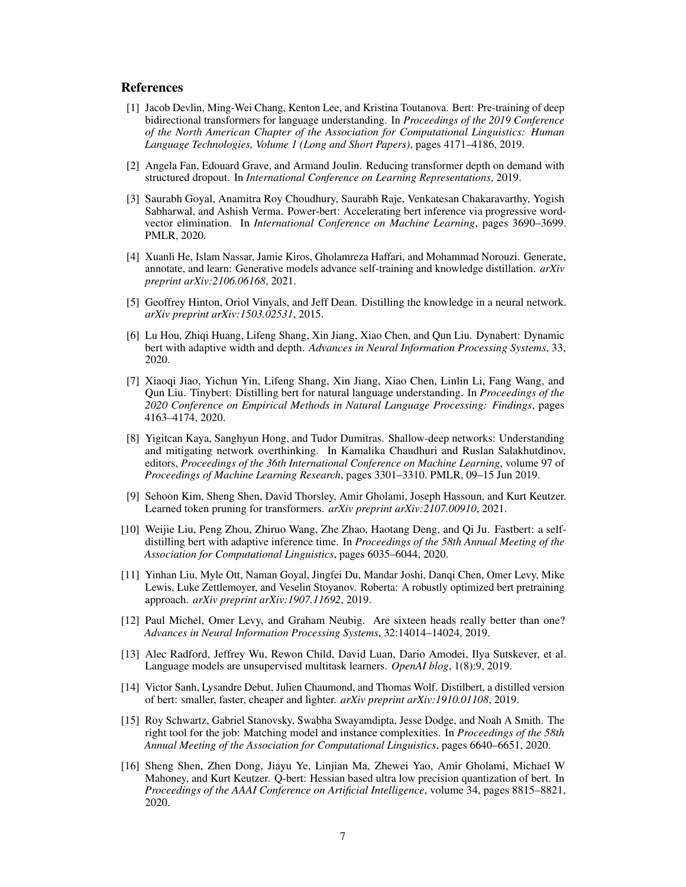## References

[1] Jacob Devlin, Ming-Wei Chang, Kenton Lee, and Kristina Toutanova. Bert: Pre-training of deep bidirectional transformers for language understanding. In *Proceedings of the 2019 Conference of the North American Chapter of the Association for Computational Linguistics: Human Language Technologies, Volume 1 (Long and Short Papers)*, pages 4171–4186, 2019.

[2] Angela Fan, Edouard Grave, and Armand Joulin. Reducing transformer depth on demand with structured dropout. In *International Conference on Learning Representations*, 2019.

[3] Saurabh Goyal, Anamitra Roy Choudhury, Saurabh Raje, Venkatesan Chakaravarthy, Yogish Sabharwal, and Ashish Verma. Power-bert: Accelerating bert inference via progressive word-vector elimination. In *International Conference on Machine Learning*, pages 3690–3699. PMLR, 2020.

[4] Xuanli He, Islam Nassar, Jamie Kiros, Gholamreza Haffari, and Mohammad Norouzi. Generate, annotate, and learn: Generative models advance self-training and knowledge distillation. *arXiv preprint arXiv:2106.06168*, 2021.

[5] Geoffrey Hinton, Oriol Vinyals, and Jeff Dean. Distilling the knowledge in a neural network. *arXiv preprint arXiv:1503.02531*, 2015.

[6] Lu Hou, Zhiqi Huang, Lifeng Shang, Xin Jiang, Xiao Chen, and Qun Liu. Dynabert: Dynamic bert with adaptive width and depth. *Advances in Neural Information Processing Systems*, 33, 2020.

[7] Xiaoqi Jiao, Yichun Yin, Lifeng Shang, Xin Jiang, Xiao Chen, Linlin Li, Fang Wang, and Qun Liu. Tinybert: Distilling bert for natural language understanding. In *Proceedings of the 2020 Conference on Empirical Methods in Natural Language Processing: Findings*, pages 4163–4174, 2020.

[8] Yigitcan Kaya, Sanghyun Hong, and Tudor Dumitras. Shallow-deep networks: Understanding and mitigating network overthinking. In Kamalika Chaudhuri and Ruslan Salakhutdinov, editors, *Proceedings of the 36th International Conference on Machine Learning*, volume 97 of *Proceedings of Machine Learning Research*, pages 3301–3310. PMLR, 09–15 Jun 2019.

[9] Sehoon Kim, Sheng Shen, David Thorsley, Amir Gholami, Joseph Hassoun, and Kurt Keutzer. Learned token pruning for transformers. *arXiv preprint arXiv:2107.00910*, 2021.

[10] Weijie Liu, Peng Zhou, Zhiruo Wang, Zhe Zhao, Haotang Deng, and Qi Ju. Fastbert: a self-distilling bert with adaptive inference time. In *Proceedings of the 58th Annual Meeting of the Association for Computational Linguistics*, pages 6035–6044, 2020.

[11] Yinhan Liu, Myle Ott, Naman Goyal, Jingfei Du, Mandar Joshi, Danqi Chen, Omer Levy, Mike Lewis, Luke Zettlemoyer, and Veselin Stoyanov. Roberta: A robustly optimized bert pretraining approach. *arXiv preprint arXiv:1907.11692*, 2019.

[12] Paul Michel, Omer Levy, and Graham Neubig. Are sixteen heads really better than one? *Advances in Neural Information Processing Systems*, 32:14014–14024, 2019.

[13] Alec Radford, Jeffrey Wu, Rewon Child, David Luan, Dario Amodei, Ilya Sutskever, et al. Language models are unsupervised multitask learners. *OpenAI blog*, 1(8):9, 2019.

[14] Victor Sanh, Lysandre Debut, Julien Chaumond, and Thomas Wolf. Distilbert, a distilled version of bert: smaller, faster, cheaper and lighter. *arXiv preprint arXiv:1910.01108*, 2019.

[15] Roy Schwartz, Gabriel Stanovsky, Swabha Swayamdipta, Jesse Dodge, and Noah A Smith. The right tool for the job: Matching model and instance complexities. In *Proceedings of the 58th Annual Meeting of the Association for Computational Linguistics*, pages 6640–6651, 2020.

[16] Sheng Shen, Zhen Dong, Jiayu Ye, Linjian Ma, Zhewei Yao, Amir Gholami, Michael W Mahoney, and Kurt Keutzer. Q-bert: Hessian based ultra low precision quantization of bert. In *Proceedings of the AAAI Conference on Artificial Intelligence*, volume 34, pages 8815–8821, 2020.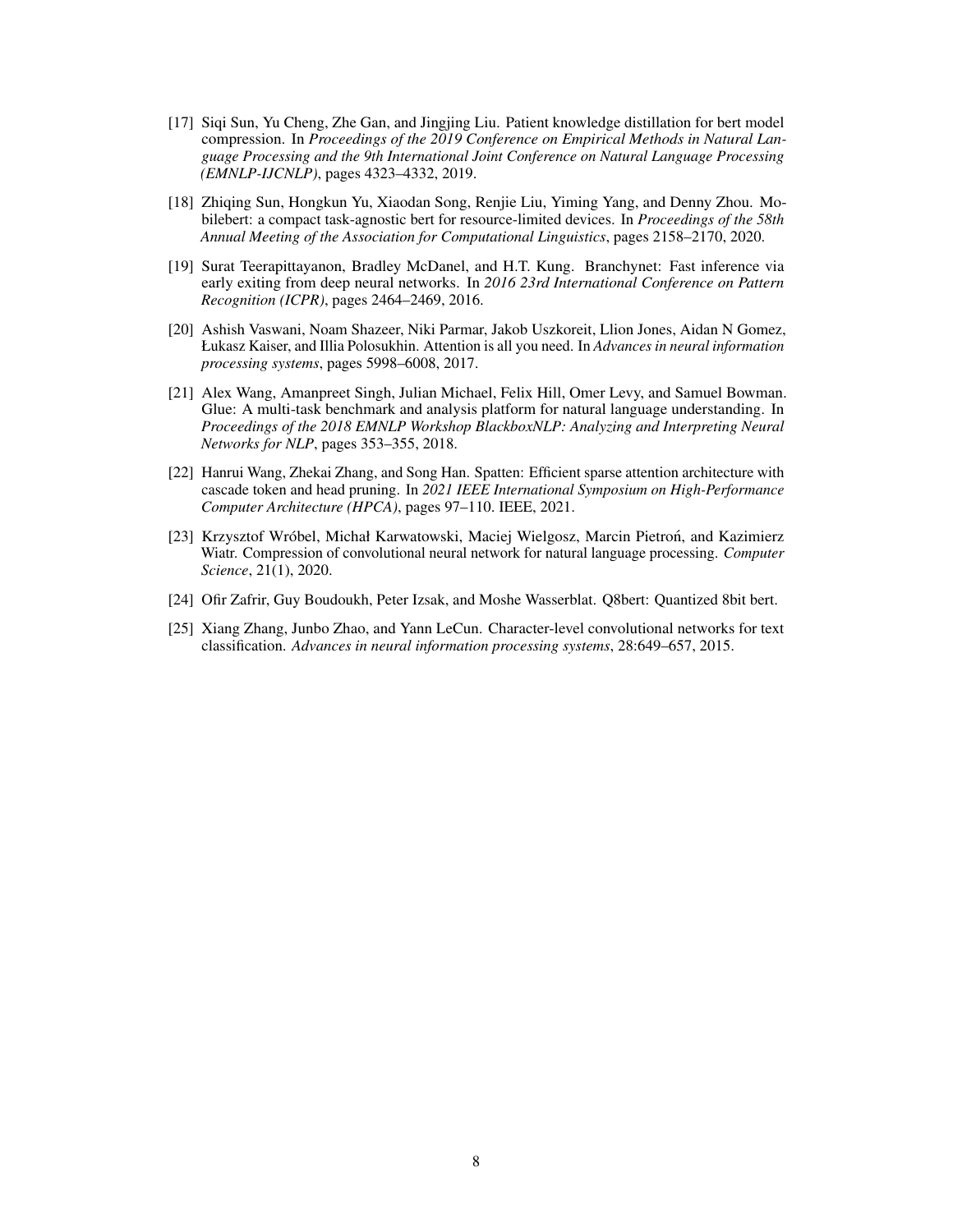[17] Siqi Sun, Yu Cheng, Zhe Gan, and Jingjing Liu. Patient knowledge distillation for bert model compression. In *Proceedings of the 2019 Conference on Empirical Methods in Natural Language Processing and the 9th International Joint Conference on Natural Language Processing (EMNLP-IJCNLP)*, pages 4323–4332, 2019.

[18] Zhiqing Sun, Hongkun Yu, Xiaodan Song, Renjie Liu, Yiming Yang, and Denny Zhou. Mobilebert: a compact task-agnostic bert for resource-limited devices. In *Proceedings of the 58th Annual Meeting of the Association for Computational Linguistics*, pages 2158–2170, 2020.

[19] Surat Teerapittayanon, Bradley McDanel, and H.T. Kung. Branchynet: Fast inference via early exiting from deep neural networks. In *2016 23rd International Conference on Pattern Recognition (ICPR)*, pages 2464–2469, 2016.

[20] Ashish Vaswani, Noam Shazeer, Niki Parmar, Jakob Uszkoreit, Llion Jones, Aidan N Gomez, Łukasz Kaiser, and Illia Polosukhin. Attention is all you need. In *Advances in neural information processing systems*, pages 5998–6008, 2017.

[21] Alex Wang, Amanpreet Singh, Julian Michael, Felix Hill, Omer Levy, and Samuel Bowman. Glue: A multi-task benchmark and analysis platform for natural language understanding. In *Proceedings of the 2018 EMNLP Workshop BlackboxNLP: Analyzing and Interpreting Neural Networks for NLP*, pages 353–355, 2018.

[22] Hanrui Wang, Zhekai Zhang, and Song Han. Spatten: Efficient sparse attention architecture with cascade token and head pruning. In *2021 IEEE International Symposium on High-Performance Computer Architecture (HPCA)*, pages 97–110. IEEE, 2021.

[23] Krzysztof Wróbel, Michał Karwatowski, Maciej Wielgosz, Marcin Pietroń, and Kazimierz Wiatr. Compression of convolutional neural network for natural language processing. *Computer Science*, 21(1), 2020.

[24] Ofir Zafrir, Guy Boudoukh, Peter Izsak, and Moshe Wasserblat. Q8bert: Quantized 8bit bert.

[25] Xiang Zhang, Junbo Zhao, and Yann LeCun. Character-level convolutional networks for text classification. *Advances in neural information processing systems*, 28:649–657, 2015.